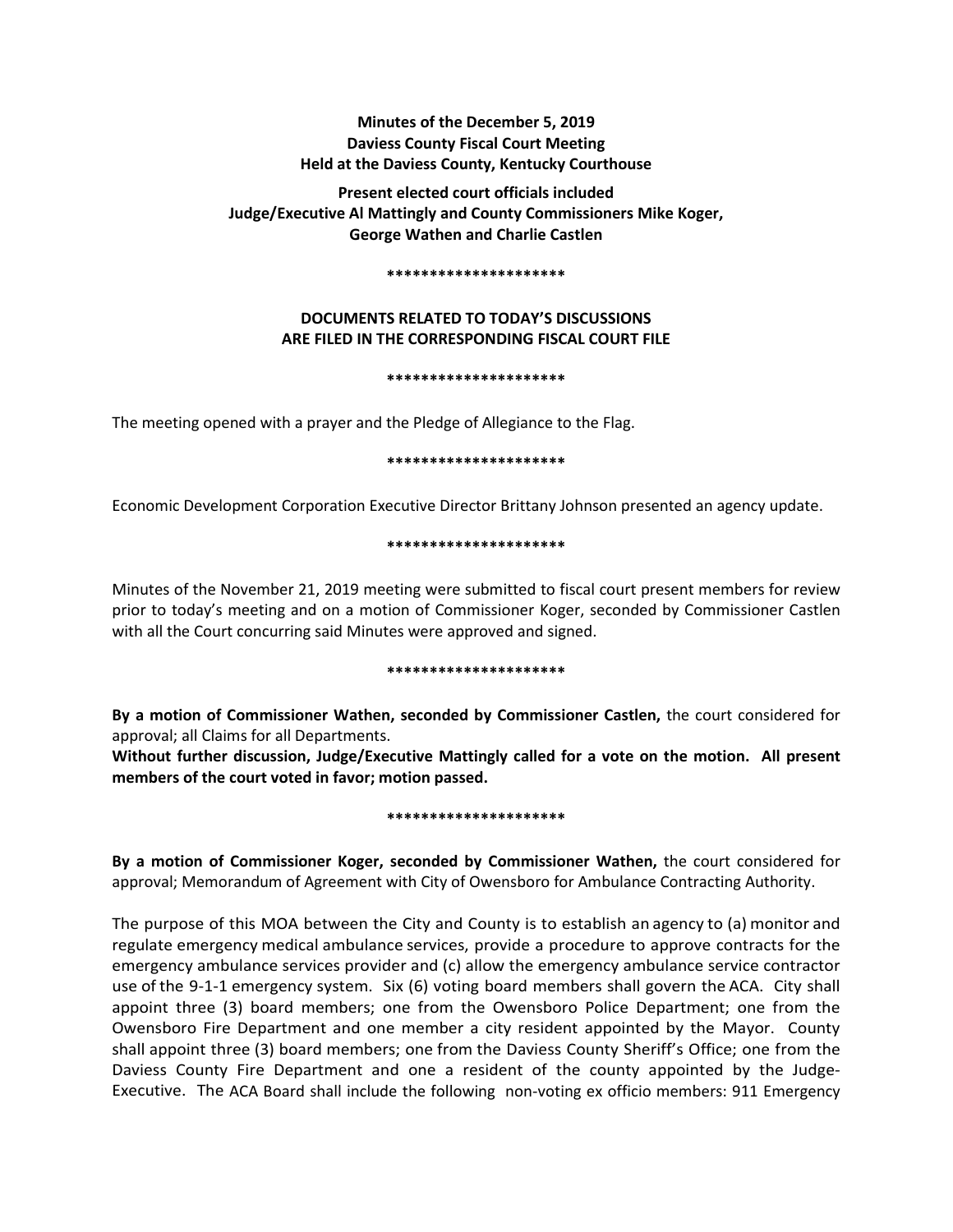**Minutes of the December 5, 2019**
**Daviess County Fiscal Court Meeting**
**Held at the Daviess County, Kentucky Courthouse**

**Present elected court officials included**
**Judge/Executive Al Mattingly and County Commissioners Mike Koger,**
**George Wathen and Charlie Castlen**

**********************

**DOCUMENTS RELATED TO TODAY'S DISCUSSIONS**
**ARE FILED IN THE CORRESPONDING FISCAL COURT FILE**

**********************

The meeting opened with a prayer and the Pledge of Allegiance to the Flag.

**********************

Economic Development Corporation Executive Director Brittany Johnson presented an agency update.

**********************

Minutes of the November 21, 2019 meeting were submitted to fiscal court present members for review prior to today's meeting and on a motion of Commissioner Koger, seconded by Commissioner Castlen with all the Court concurring said Minutes were approved and signed.

**********************

**By a motion of Commissioner Wathen, seconded by Commissioner Castlen,** the court considered for approval; all Claims for all Departments.

**Without further discussion, Judge/Executive Mattingly called for a vote on the motion. All present members of the court voted in favor; motion passed.**

**********************

**By a motion of Commissioner Koger, seconded by Commissioner Wathen,** the court considered for approval; Memorandum of Agreement with City of Owensboro for Ambulance Contracting Authority.

The purpose of this MOA between the City and County is to establish an agency to (a) monitor and regulate emergency medical ambulance services, provide a procedure to approve contracts for the emergency ambulance services provider and (c) allow the emergency ambulance service contractor use of the 9-1-1 emergency system. Six (6) voting board members shall govern the ACA. City shall appoint three (3) board members; one from the Owensboro Police Department; one from the Owensboro Fire Department and one member a city resident appointed by the Mayor. County shall appoint three (3) board members; one from the Daviess County Sheriff's Office; one from the Daviess County Fire Department and one a resident of the county appointed by the Judge-Executive. The ACA Board shall include the following non-voting ex officio members: 911 Emergency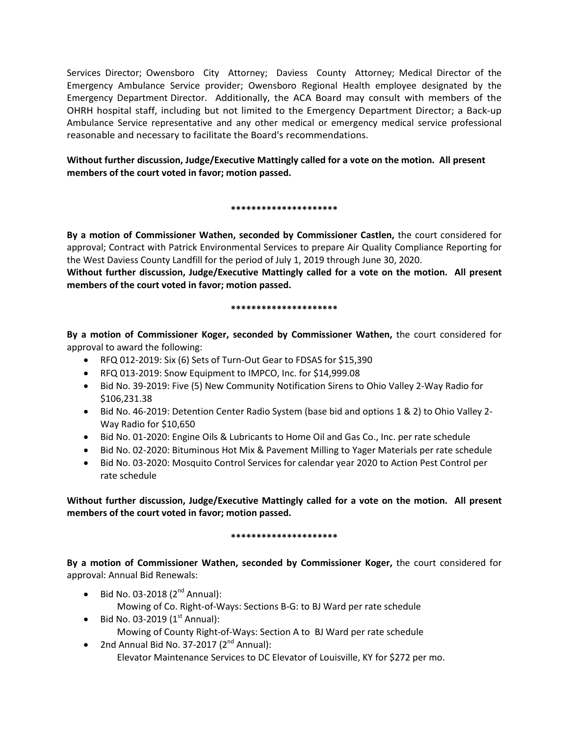Services Director; Owensboro City Attorney; Daviess County Attorney; Medical Director of the Emergency Ambulance Service provider; Owensboro Regional Health employee designated by the Emergency Department Director. Additionally, the ACA Board may consult with members of the OHRH hospital staff, including but not limited to the Emergency Department Director; a Back-up Ambulance Service representative and any other medical or emergency medical service professional reasonable and necessary to facilitate the Board's recommendations.

**Without further discussion, Judge/Executive Mattingly called for a vote on the motion. All present members of the court voted in favor; motion passed.**

**********************

**By a motion of Commissioner Wathen, seconded by Commissioner Castlen,** the court considered for approval; Contract with Patrick Environmental Services to prepare Air Quality Compliance Reporting for the West Daviess County Landfill for the period of July 1, 2019 through June 30, 2020.

**Without further discussion, Judge/Executive Mattingly called for a vote on the motion. All present members of the court voted in favor; motion passed.**

**********************

**By a motion of Commissioner Koger, seconded by Commissioner Wathen,** the court considered for approval to award the following:

- RFQ 012-2019: Six (6) Sets of Turn-Out Gear to FDSAS for $15,390
- RFQ 013-2019: Snow Equipment to IMPCO, Inc. for $14,999.08
- Bid No. 39-2019: Five (5) New Community Notification Sirens to Ohio Valley 2-Way Radio for $106,231.38
- Bid No. 46-2019: Detention Center Radio System (base bid and options 1 & 2) to Ohio Valley 2-Way Radio for $10,650
- Bid No. 01-2020: Engine Oils & Lubricants to Home Oil and Gas Co., Inc. per rate schedule
- Bid No. 02-2020: Bituminous Hot Mix & Pavement Milling to Yager Materials per rate schedule
- Bid No. 03-2020: Mosquito Control Services for calendar year 2020 to Action Pest Control per rate schedule

**Without further discussion, Judge/Executive Mattingly called for a vote on the motion. All present members of the court voted in favor; motion passed.**

**********************

**By a motion of Commissioner Wathen, seconded by Commissioner Koger,** the court considered for approval: Annual Bid Renewals:

- Bid No. 03-2018 (2nd Annual):
  Mowing of Co. Right-of-Ways: Sections B-G: to BJ Ward per rate schedule
- Bid No. 03-2019 (1st Annual):
  Mowing of County Right-of-Ways: Section A to BJ Ward per rate schedule
- 2nd Annual Bid No. 37-2017 (2nd Annual):
  Elevator Maintenance Services to DC Elevator of Louisville, KY for $272 per mo.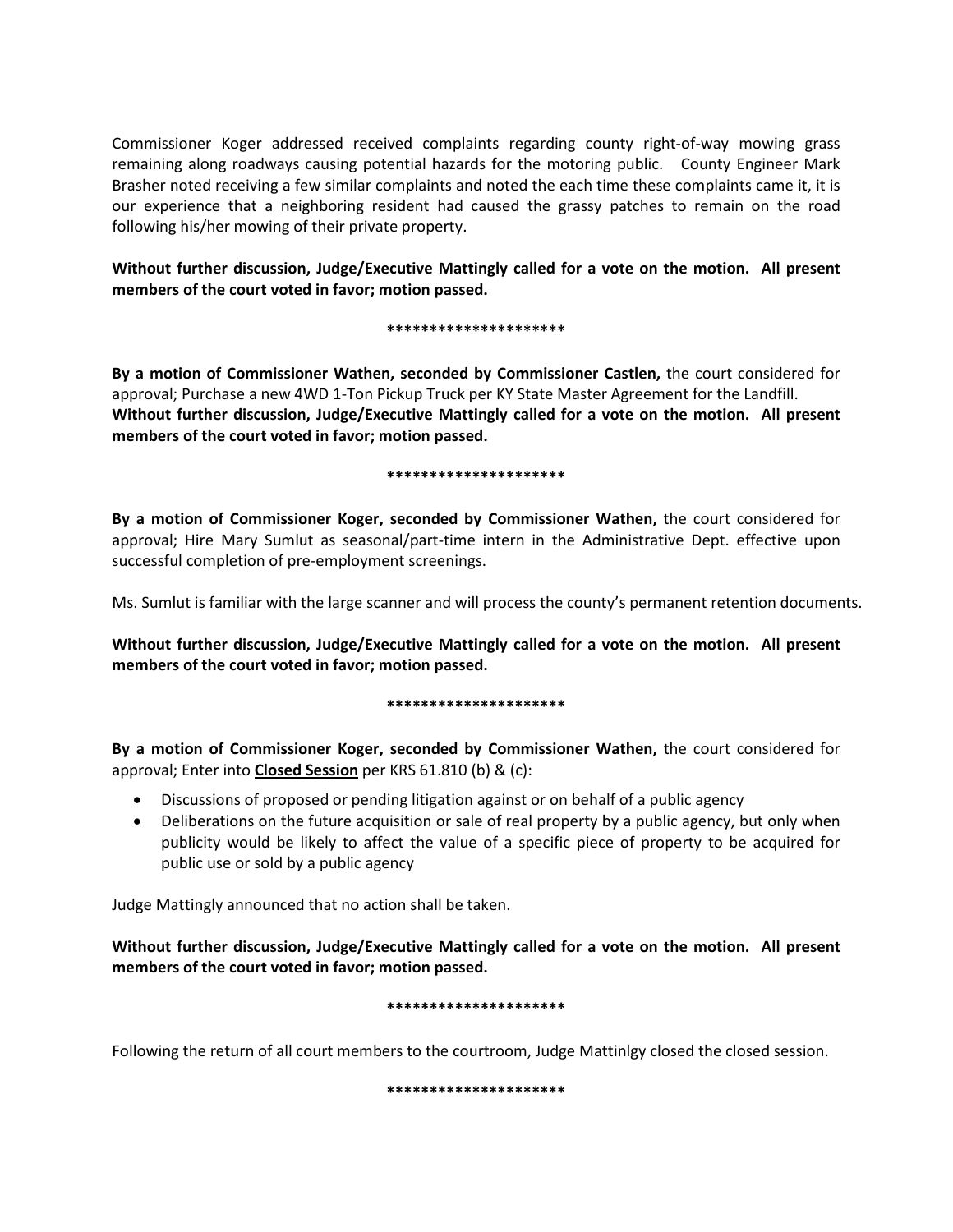Commissioner Koger addressed received complaints regarding county right-of-way mowing grass remaining along roadways causing potential hazards for the motoring public. County Engineer Mark Brasher noted receiving a few similar complaints and noted the each time these complaints came it, it is our experience that a neighboring resident had caused the grassy patches to remain on the road following his/her mowing of their private property.

**Without further discussion, Judge/Executive Mattingly called for a vote on the motion. All present members of the court voted in favor; motion passed.**

**********************

**By a motion of Commissioner Wathen, seconded by Commissioner Castlen,** the court considered for approval; Purchase a new 4WD 1-Ton Pickup Truck per KY State Master Agreement for the Landfill.
**Without further discussion, Judge/Executive Mattingly called for a vote on the motion. All present members of the court voted in favor; motion passed.**

**********************

**By a motion of Commissioner Koger, seconded by Commissioner Wathen,** the court considered for approval; Hire Mary Sumlut as seasonal/part-time intern in the Administrative Dept. effective upon successful completion of pre-employment screenings.

Ms. Sumlut is familiar with the large scanner and will process the county's permanent retention documents.

**Without further discussion, Judge/Executive Mattingly called for a vote on the motion. All present members of the court voted in favor; motion passed.**

**********************

**By a motion of Commissioner Koger, seconded by Commissioner Wathen,** the court considered for approval; Enter into **<u>Closed Session</u>** per KRS 61.810 (b) & (c):

- Discussions of proposed or pending litigation against or on behalf of a public agency
- Deliberations on the future acquisition or sale of real property by a public agency, but only when publicity would be likely to affect the value of a specific piece of property to be acquired for public use or sold by a public agency

Judge Mattingly announced that no action shall be taken.

**Without further discussion, Judge/Executive Mattingly called for a vote on the motion. All present members of the court voted in favor; motion passed.**

**********************

Following the return of all court members to the courtroom, Judge Mattinlgy closed the closed session.

**********************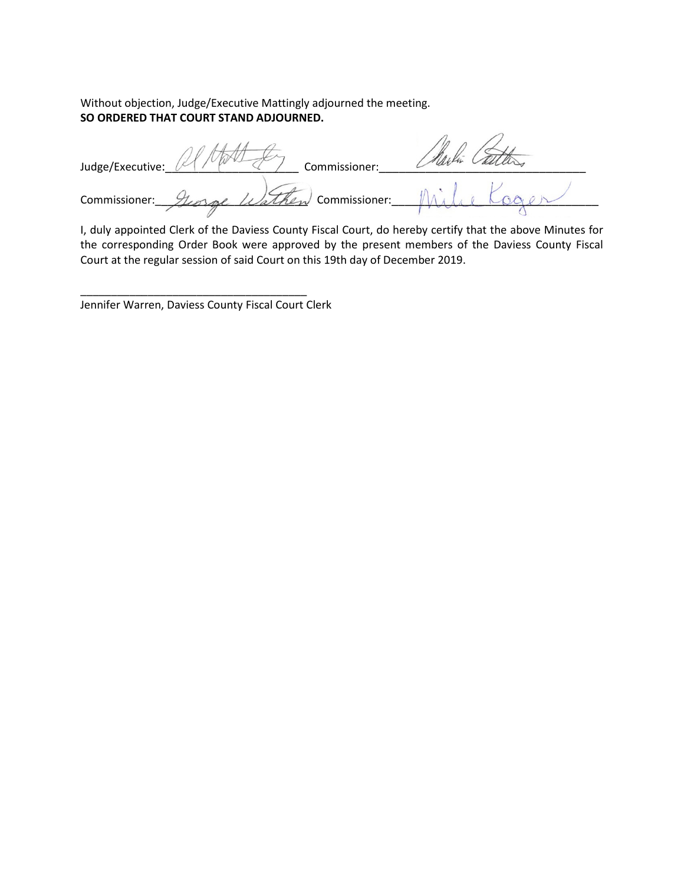Without objection, Judge/Executive Mattingly adjourned the meeting.
**SO ORDERED THAT COURT STAND ADJOURNED.**

Judge/Executive:\_\_\_\_\_\_\_\_\_\_\_\_\_\_\_\_\_\_\_\_\_\_ Commissioner:\_\_\_\_\_\_\_\_\_\_\_\_\_\_\_\_\_\_\_\_\_\_\_\_\_\_\_\_\_\_\_\_\_\_

Commissioner:\_\_\_\_\_\_\_\_\_\_\_\_\_\_\_\_\_\_\_\_\_\_\_\_ Commissioner:\_\_\_\_\_\_\_\_\_\_\_\_\_\_\_\_\_\_\_\_\_\_\_\_\_\_\_\_\_\_\_\_\_\_

I, duly appointed Clerk of the Daviess County Fiscal Court, do hereby certify that the above Minutes for the corresponding Order Book were approved by the present members of the Daviess County Fiscal Court at the regular session of said Court on this 19th day of December 2019.

\_\_\_\_\_\_\_\_\_\_\_\_\_\_\_\_\_\_\_\_\_\_\_\_\_\_\_\_\_\_\_\_\_\_\_\_\_\_
Jennifer Warren, Daviess County Fiscal Court Clerk